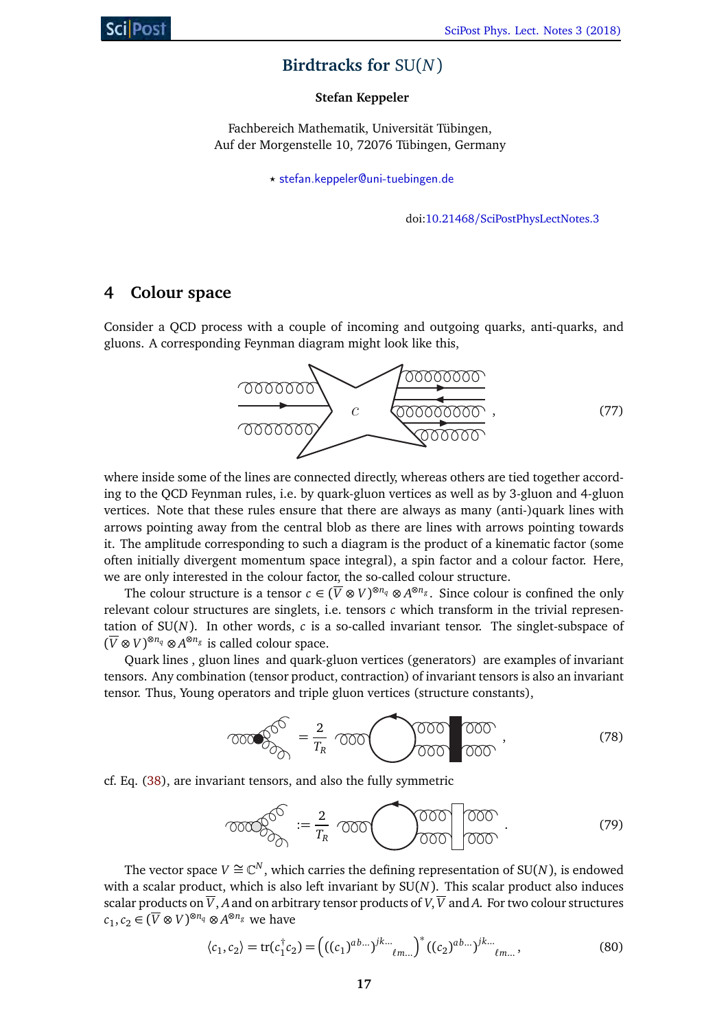# Birdtracks for SU($N$)

**Stefan Keppeler**

Fachbereich Mathematik, Universität Tübingen,
Auf der Morgenstelle 10, 72076 Tübingen, Germany

⋆ stefan.keppeler@uni-tuebingen.de

doi:10.21468/SciPostPhysLectNotes.3

## 4 Colour space

Consider a QCD process with a couple of incoming and outgoing quarks, anti-quarks, and gluons. A corresponding Feynman diagram might look like this,

$$c \,, \tag{77}$$

where inside some of the lines are connected directly, whereas others are tied together according to the QCD Feynman rules, i.e. by quark-gluon vertices as well as by 3-gluon and 4-gluon vertices. Note that these rules ensure that there are always as many (anti-)quark lines with arrows pointing away from the central blob as there are lines with arrows pointing towards it. The amplitude corresponding to such a diagram is the product of a kinematic factor (some often initially divergent momentum space integral), a spin factor and a colour factor. Here, we are only interested in the colour factor, the so-called colour structure.

The colour structure is a tensor $c \in (\overline{V} \otimes V)^{\otimes n_q} \otimes A^{\otimes n_g}$. Since colour is confined the only relevant colour structures are singlets, i.e. tensors $c$ which transform in the trivial representation of SU($N$). In other words, $c$ is a so-called invariant tensor. The singlet-subspace of $(\overline{V} \otimes V)^{\otimes n_q} \otimes A^{\otimes n_g}$ is called colour space.

Quark lines , gluon lines and quark-gluon vertices (generators) are examples of invariant tensors. Any combination (tensor product, contraction) of invariant tensors is also an invariant tensor. Thus, Young operators and triple gluon vertices (structure constants),

$$= \frac{2}{T_R} \,, \tag{78}$$

cf. Eq. (38), are invariant tensors, and also the fully symmetric

$$:= \frac{2}{T_R} \,. \tag{79}$$

The vector space $V \cong \mathbb{C}^N$, which carries the defining representation of SU($N$), is endowed with a scalar product, which is also left invariant by SU($N$). This scalar product also induces scalar products on $\overline{V}$, $A$ and on arbitrary tensor products of $V$, $\overline{V}$ and $A$. For two colour structures $c_1, c_2 \in (\overline{V} \otimes V)^{\otimes n_q} \otimes A^{\otimes n_g}$ we have

$$\langle c_1, c_2 \rangle = \mathrm{tr}(c_1^\dagger c_2) = \left( ((c_1)^{ab\ldots})^{jk\ldots}{}_{\ell m\ldots} \right)^* ((c_2)^{ab\ldots})^{jk\ldots}{}_{\ell m\ldots} \,, \tag{80}$$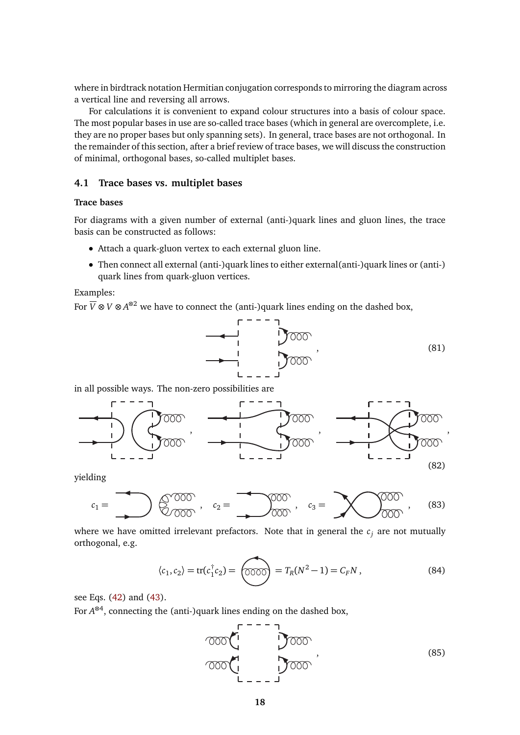where in birdtrack notation Hermitian conjugation corresponds to mirroring the diagram across a vertical line and reversing all arrows.

For calculations it is convenient to expand colour structures into a basis of colour space. The most popular bases in use are so-called trace bases (which in general are overcomplete, i.e. they are no proper bases but only spanning sets). In general, trace bases are not orthogonal. In the remainder of this section, after a brief review of trace bases, we will discuss the construction of minimal, orthogonal bases, so-called multiplet bases.

### 4.1 Trace bases vs. multiplet bases

**Trace bases**

For diagrams with a given number of external (anti-)quark lines and gluon lines, the trace basis can be constructed as follows:

- Attach a quark-gluon vertex to each external gluon line.
- Then connect all external (anti-)quark lines to either external(anti-)quark lines or (anti-) quark lines from quark-gluon vertices.

Examples:

For $\overline{V} \otimes V \otimes A^{\otimes 2}$ we have to connect the (anti-)quark lines ending on the dashed box,

$$ , \tag{81}$$

in all possible ways. The non-zero possibilities are

$$ , \quad , \quad , \tag{82}$$

yielding

$$c_1 = \quad , \quad c_2 = \quad , \quad c_3 = \quad , \tag{83}$$

where we have omitted irrelevant prefactors. Note that in general the $c_j$ are not mutually orthogonal, e.g.

$$\langle c_1, c_2 \rangle = \mathrm{tr}(c_1^\dagger c_2) = \quad = T_R(N^2-1) = C_F N \,, \tag{84}$$

see Eqs. (42) and (43).

For $A^{\otimes 4}$, connecting the (anti-)quark lines ending on the dashed box,

$$ , \tag{85}$$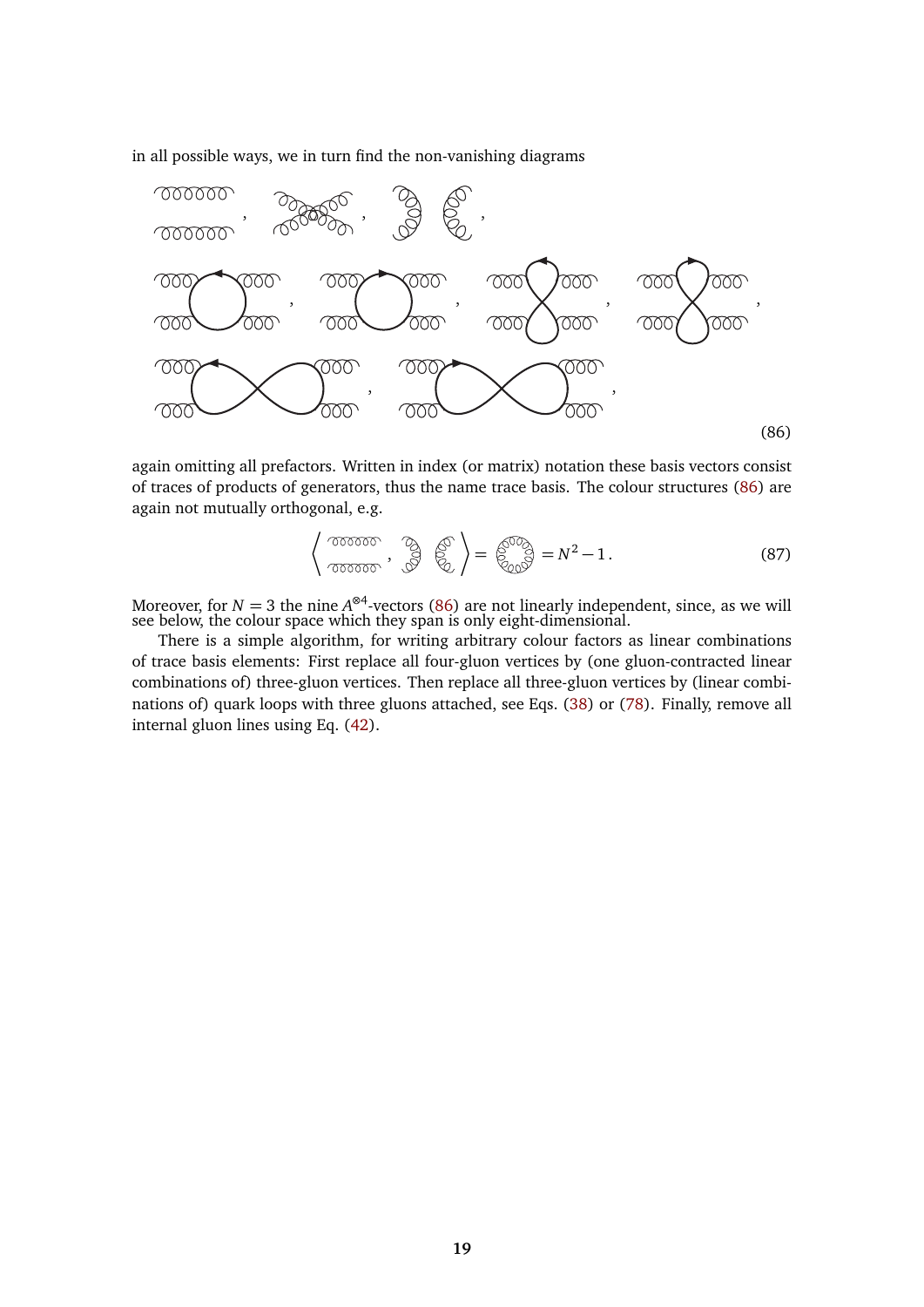in all possible ways, we in turn find the non-vanishing diagrams

(86)

again omitting all prefactors. Written in index (or matrix) notation these basis vectors consist of traces of products of generators, thus the name trace basis. The colour structures (86) are again not mutually orthogonal, e.g.

$$\left\langle \quad , \quad \right\rangle = \quad = N^2 - 1\,. \tag{87}$$

Moreover, for $N = 3$ the nine $A^{\otimes 4}$-vectors (86) are not linearly independent, since, as we will see below, the colour space which they span is only eight-dimensional.

There is a simple algorithm, for writing arbitrary colour factors as linear combinations of trace basis elements: First replace all four-gluon vertices by (one gluon-contracted linear combinations of) three-gluon vertices. Then replace all three-gluon vertices by (linear combinations of) quark loops with three gluons attached, see Eqs. (38) or (78). Finally, remove all internal gluon lines using Eq. (42).